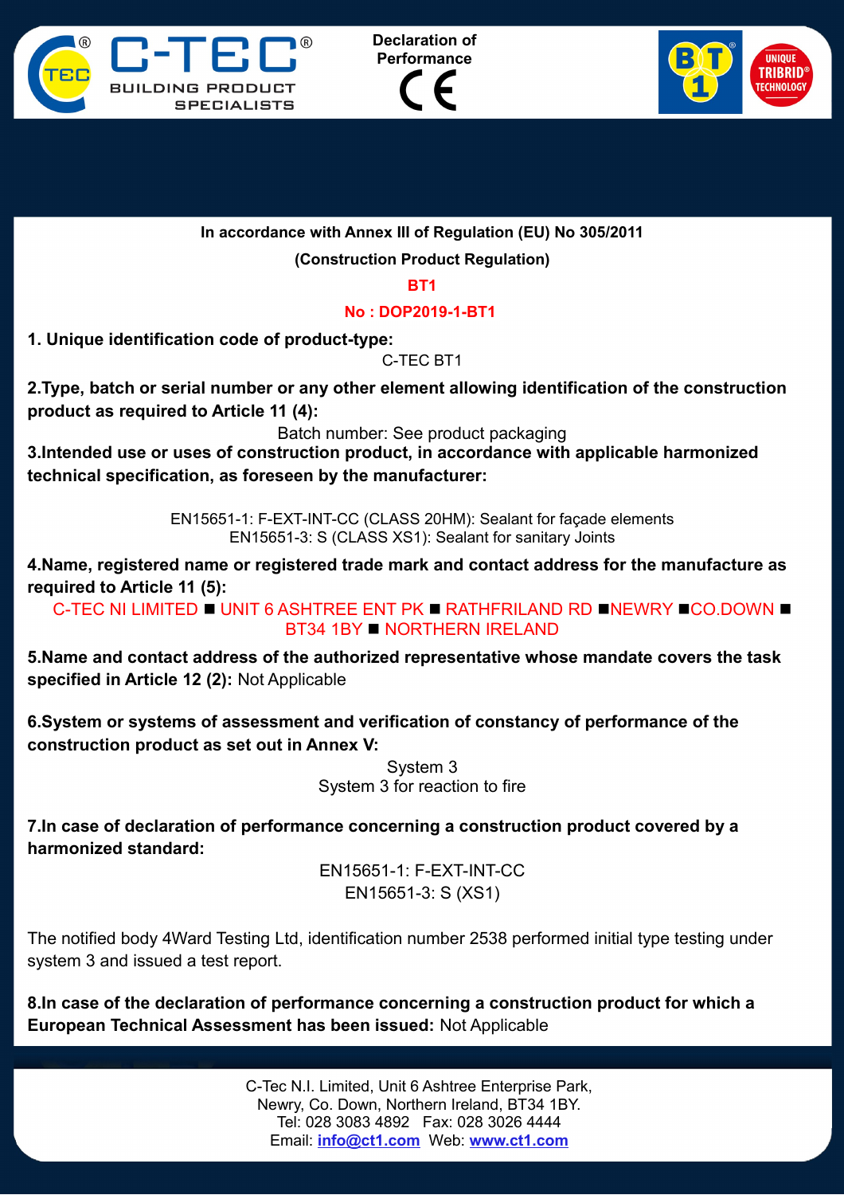C-TEC® BUILDING PRODUCT SPECIALISTS

**Declaration of Performance**

CE

**In accordance with Annex III of Regulation (EU) No 305/2011**

**(Construction Product Regulation)**

**BT1**

**No : DOP2019-1-BT1**

**1. Unique identification code of product-type:**

C-TEC BT1

**2.Type, batch or serial number or any other element allowing identification of the construction product as required to Article 11 (4):**

Batch number: See product packaging

**3.Intended use or uses of construction product, in accordance with applicable harmonized technical specification, as foreseen by the manufacturer:**

EN15651-1: F-EXT-INT-CC (CLASS 20HM): Sealant for façade elements
EN15651-3: S (CLASS XS1): Sealant for sanitary Joints

**4.Name, registered name or registered trade mark and contact address for the manufacture as required to Article 11 (5):**

C-TEC NI LIMITED ■ UNIT 6 ASHTREE ENT PK ■ RATHFRILAND RD ■NEWRY ■CO.DOWN ■ BT34 1BY ■ NORTHERN IRELAND

**5.Name and contact address of the authorized representative whose mandate covers the task specified in Article 12 (2):** Not Applicable

**6.System or systems of assessment and verification of constancy of performance of the construction product as set out in Annex V:**

System 3
System 3 for reaction to fire

**7.In case of declaration of performance concerning a construction product covered by a harmonized standard:**

EN15651-1: F-EXT-INT-CC
EN15651-3: S (XS1)

The notified body 4Ward Testing Ltd, identification number 2538 performed initial type testing under system 3 and issued a test report.

**8.In case of the declaration of performance concerning a construction product for which a European Technical Assessment has been issued:** Not Applicable

C-Tec N.I. Limited, Unit 6 Ashtree Enterprise Park,
Newry, Co. Down, Northern Ireland, BT34 1BY.
Tel: 028 3083 4892 Fax: 028 3026 4444
Email: info@ct1.com Web: www.ct1.com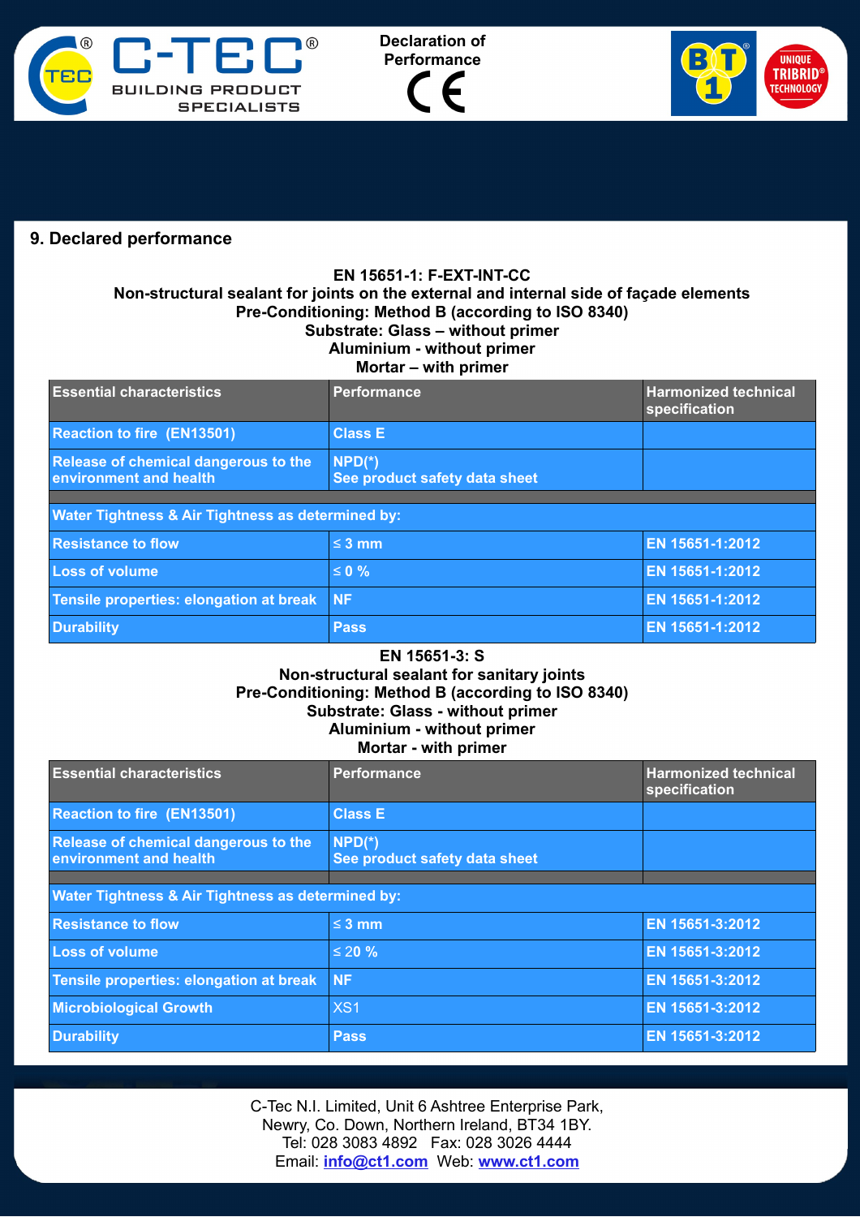Declaration of Performance

## 9. Declared performance

**EN 15651-1: F-EXT-INT-CC**
**Non-structural sealant for joints on the external and internal side of façade elements**
**Pre-Conditioning: Method B (according to ISO 8340)**
**Substrate: Glass – without primer**
**Aluminium - without primer**
**Mortar – with primer**

| Essential characteristics | Performance | Harmonized technical specification |
|---|---|---|
| Reaction to fire (EN13501) | Class E | |
| Release of chemical dangerous to the environment and health | NPD(*) See product safety data sheet | |
| Water Tightness & Air Tightness as determined by: | | |
| Resistance to flow | ≤ 3 mm | EN 15651-1:2012 |
| Loss of volume | ≤ 0 % | EN 15651-1:2012 |
| Tensile properties: elongation at break | NF | EN 15651-1:2012 |
| Durability | Pass | EN 15651-1:2012 |

**EN 15651-3: S**
**Non-structural sealant for sanitary joints**
**Pre-Conditioning: Method B (according to ISO 8340)**
**Substrate: Glass - without primer**
**Aluminium - without primer**
**Mortar - with primer**

| Essential characteristics | Performance | Harmonized technical specification |
|---|---|---|
| Reaction to fire (EN13501) | Class E | |
| Release of chemical dangerous to the environment and health | NPD(*) See product safety data sheet | |
| Water Tightness & Air Tightness as determined by: | | |
| Resistance to flow | ≤ 3 mm | EN 15651-3:2012 |
| Loss of volume | ≤ 20 % | EN 15651-3:2012 |
| Tensile properties: elongation at break | NF | EN 15651-3:2012 |
| Microbiological Growth | XS1 | EN 15651-3:2012 |
| Durability | Pass | EN 15651-3:2012 |

C-Tec N.I. Limited, Unit 6 Ashtree Enterprise Park,
Newry, Co. Down, Northern Ireland, BT34 1BY.
Tel: 028 3083 4892 Fax: 028 3026 4444
Email: info@ct1.com Web: www.ct1.com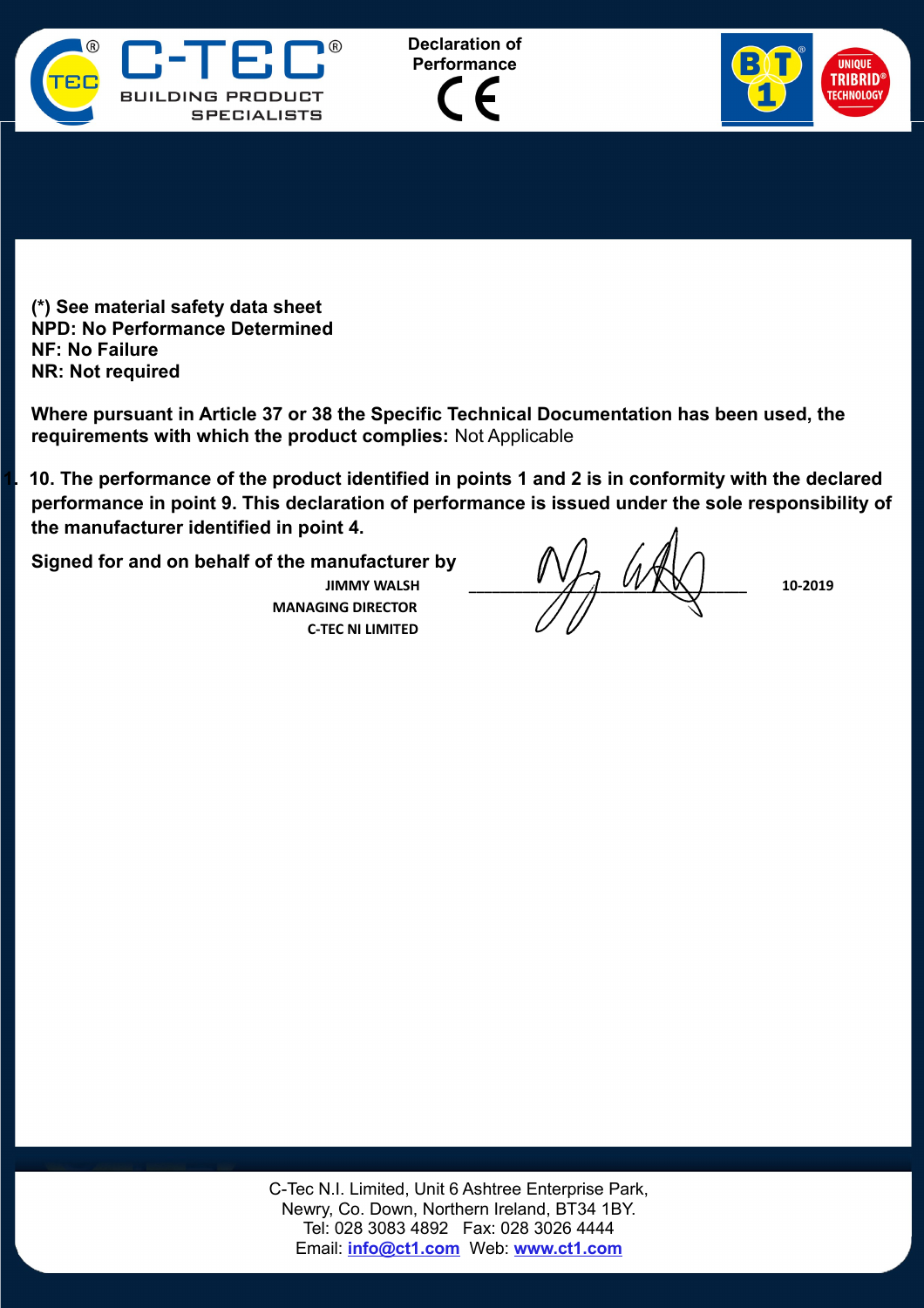Declaration of Performance

**(*) See material safety data sheet**
**NPD: No Performance Determined**
**NF: No Failure**
**NR: Not required**

**Where pursuant in Article 37 or 38 the Specific Technical Documentation has been used, the requirements with which the product complies:** Not Applicable

**10. The performance of the product identified in points 1 and 2 is in conformity with the declared performance in point 9. This declaration of performance is issued under the sole responsibility of the manufacturer identified in point 4.**

**Signed for and on behalf of the manufacturer by**

**JIMMY WALSH**
**MANAGING DIRECTOR**
**C-TEC NI LIMITED**

**10-2019**

C-Tec N.I. Limited, Unit 6 Ashtree Enterprise Park,
Newry, Co. Down, Northern Ireland, BT34 1BY.
Tel: 028 3083 4892 Fax: 028 3026 4444
Email: info@ct1.com Web: www.ct1.com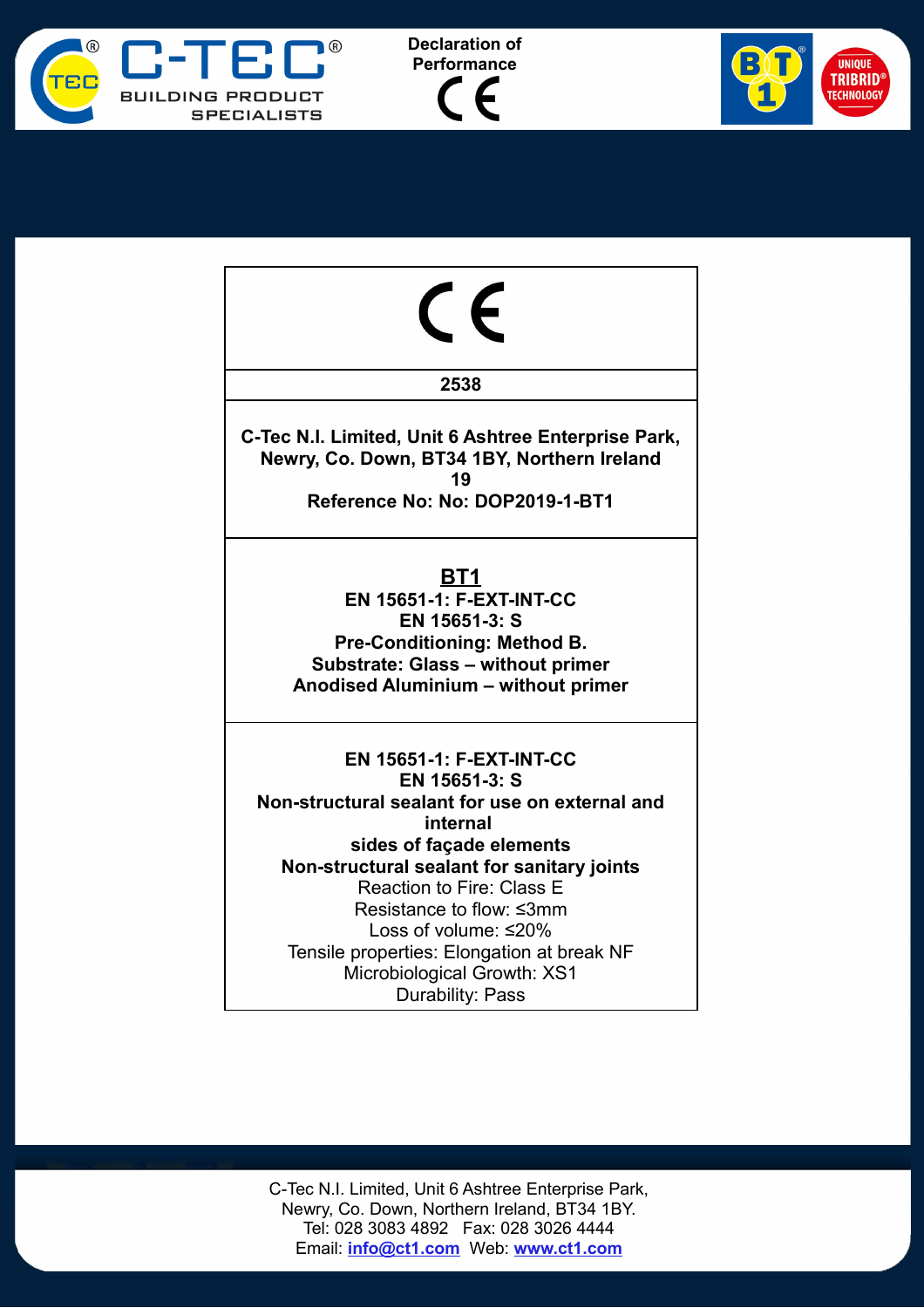Declaration of Performance

CE

| CE |
|---|
| **2538** |
| **C-Tec N.I. Limited, Unit 6 Ashtree Enterprise Park, Newry, Co. Down, BT34 1BY, Northern Ireland**<br>**19**<br>**Reference No: No: DOP2019-1-BT1** |
| **BT1**<br>**EN 15651-1: F-EXT-INT-CC**<br>**EN 15651-3: S**<br>**Pre-Conditioning: Method B.**<br>**Substrate: Glass – without primer**<br>**Anodised Aluminium – without primer** |
| **EN 15651-1: F-EXT-INT-CC**<br>**EN 15651-3: S**<br>**Non-structural sealant for use on external and internal sides of façade elements**<br>**Non-structural sealant for sanitary joints**<br>Reaction to Fire: Class E<br>Resistance to flow: ≤3mm<br>Loss of volume: ≤20%<br>Tensile properties: Elongation at break NF<br>Microbiological Growth: XS1<br>Durability: Pass |

C-Tec N.I. Limited, Unit 6 Ashtree Enterprise Park, Newry, Co. Down, Northern Ireland, BT34 1BY.
Tel: 028 3083 4892 Fax: 028 3026 4444
Email: info@ct1.com Web: www.ct1.com